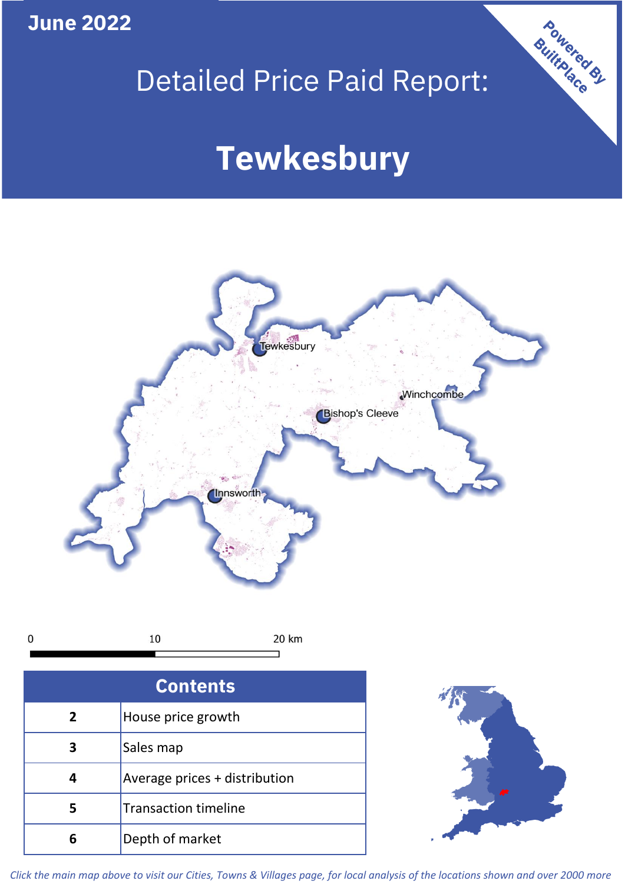June 2022

# Detailed Price Paid Report:

# Tewkesbury

Powered By BuiltPlace

Tewkesbury

Winchcombe

Bishop's Cleeve

Innsworth

0 10 20 km

| Contents | |
|---|---|
| 2 | House price growth |
| 3 | Sales map |
| 4 | Average prices + distribution |
| 5 | Transaction timeline |
| 6 | Depth of market |

*Click the main map above to visit our Cities, Towns & Villages page, for local analysis of the locations shown and over 2000 more*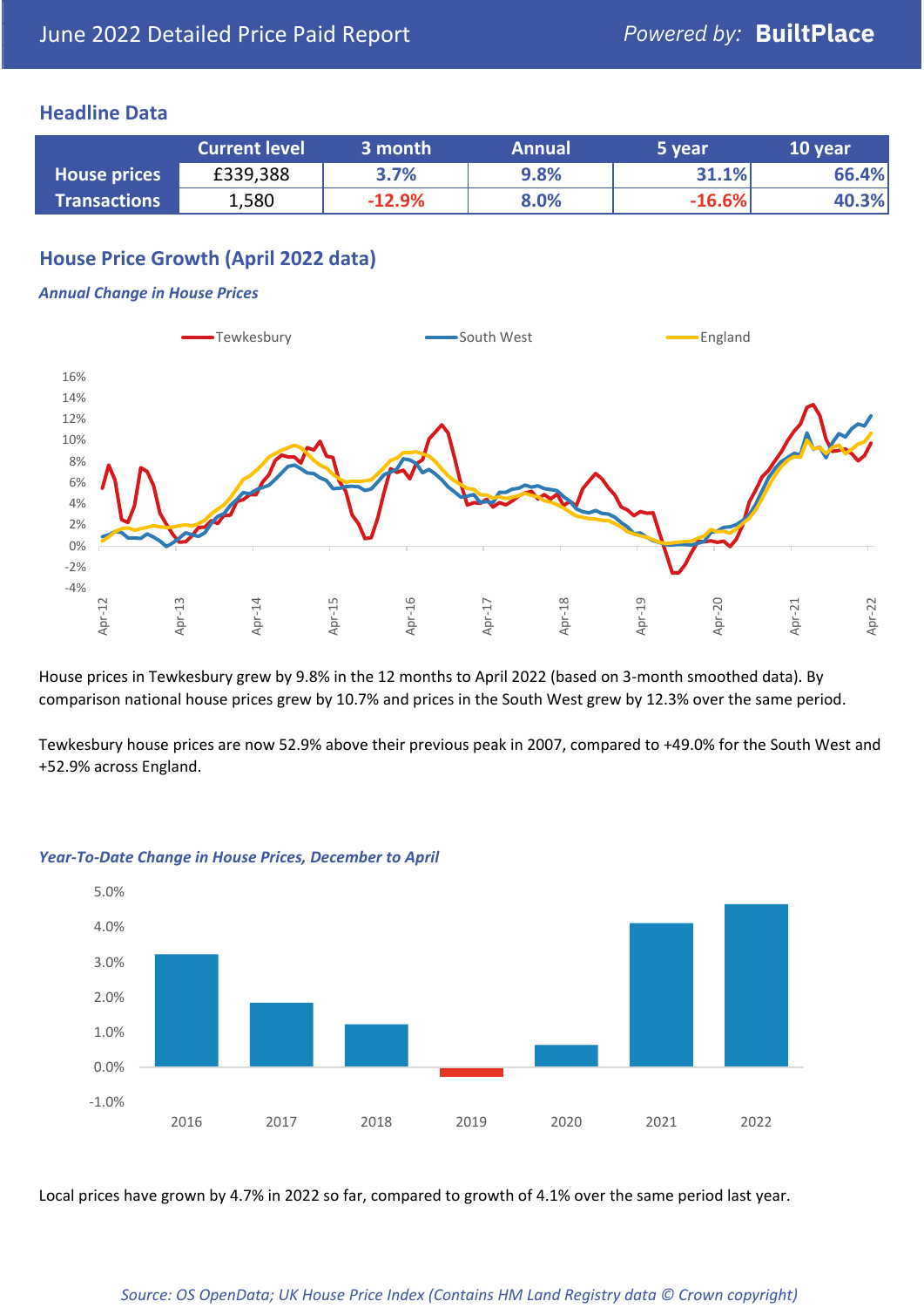June 2022 Detailed Price Paid Report

*Powered by:* **BuiltPlace**

## Headline Data

| | Current level | 3 month | Annual | 5 year | 10 year |
|---|---|---|---|---|---|
| **House prices** | £339,388 | 3.7% | 9.8% | 31.1% | 66.4% |
| **Transactions** | 1,580 | -12.9% | 8.0% | -16.6% | 40.3% |

## House Price Growth (April 2022 data)

### *Annual Change in House Prices*

Tewkesbury
South West
England

16%
14%
12%
10%
8%
6%
4%
2%
0%
-2%
-4%

Apr-12
Apr-13
Apr-14
Apr-15
Apr-16
Apr-17
Apr-18
Apr-19
Apr-20
Apr-21
Apr-22

House prices in Tewkesbury grew by 9.8% in the 12 months to April 2022 (based on 3-month smoothed data). By comparison national house prices grew by 10.7% and prices in the South West grew by 12.3% over the same period.

Tewkesbury house prices are now 52.9% above their previous peak in 2007, compared to +49.0% for the South West and +52.9% across England.

### *Year-To-Date Change in House Prices, December to April*

5.0%
4.0%
3.0%
2.0%
1.0%
0.0%
-1.0%

2016
2017
2018
2019
2020
2021
2022

Local prices have grown by 4.7% in 2022 so far, compared to growth of 4.1% over the same period last year.

*Source: OS OpenData; UK House Price Index (Contains HM Land Registry data © Crown copyright)*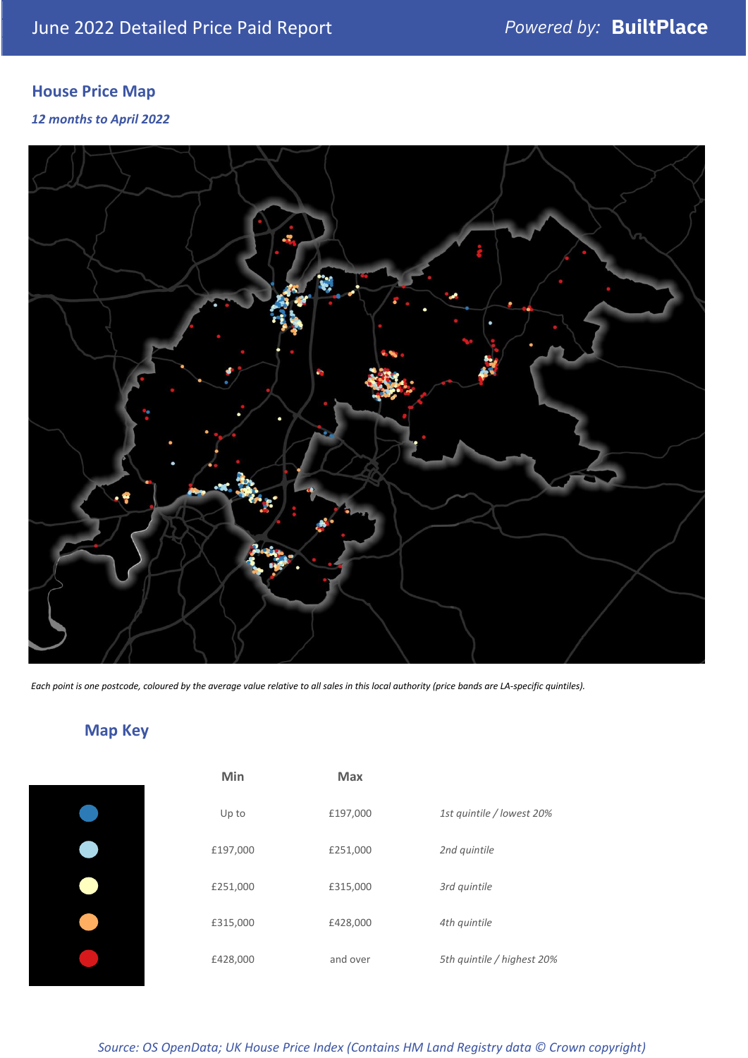## House Price Map

*12 months to April 2022*

*Each point is one postcode, coloured by the average value relative to all sales in this local authority (price bands are LA-specific quintiles).*

## Map Key

| | Min | Max | |
|---|---|---|---|
| | Up to | £197,000 | *1st quintile / lowest 20%* |
| | £197,000 | £251,000 | *2nd quintile* |
| | £251,000 | £315,000 | *3rd quintile* |
| | £315,000 | £428,000 | *4th quintile* |
| | £428,000 | and over | *5th quintile / highest 20%* |

*Source: OS OpenData; UK House Price Index (Contains HM Land Registry data © Crown copyright)*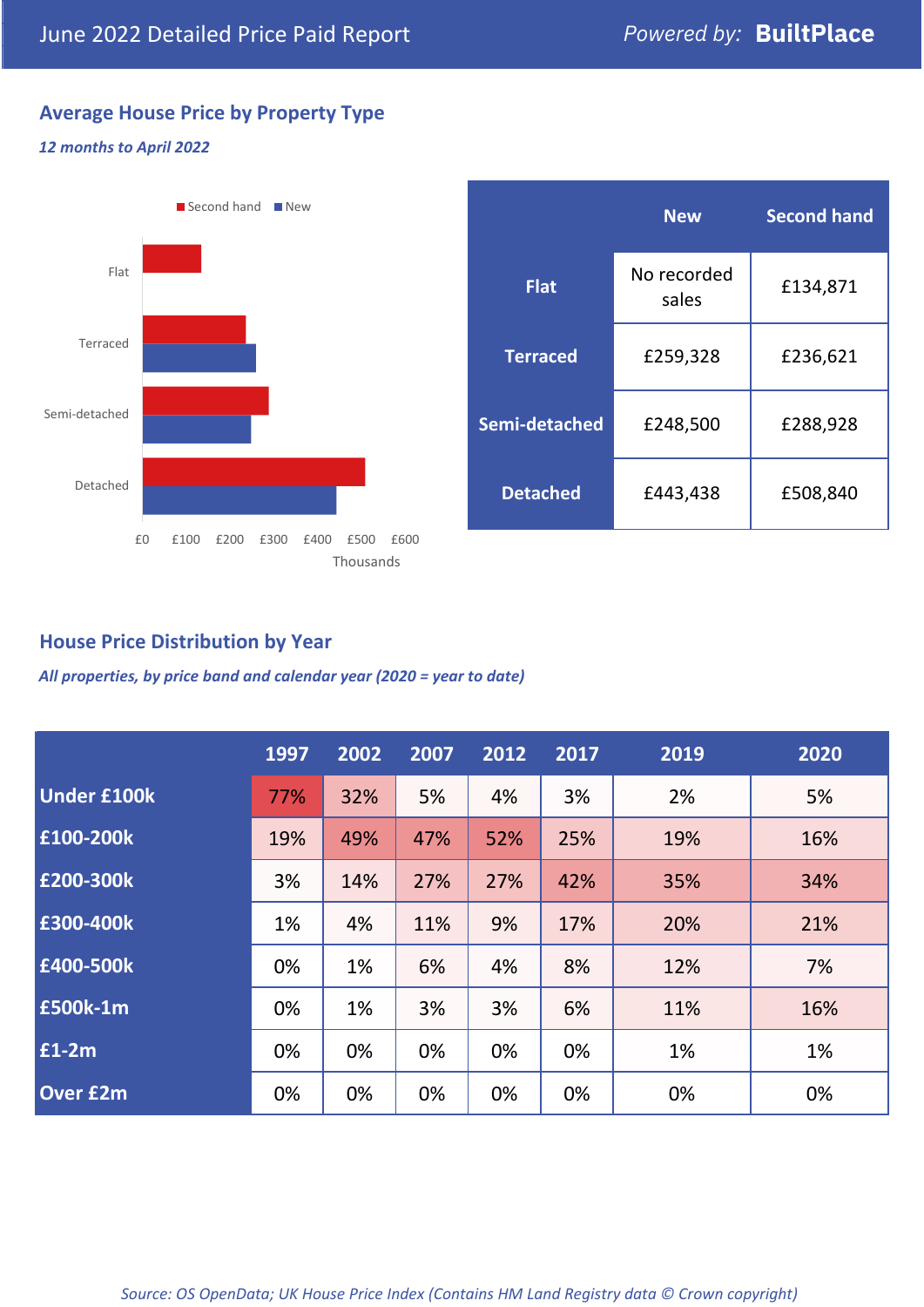June 2022 Detailed Price Paid Report

Powered by: **BuiltPlace**

## Average House Price by Property Type

*12 months to April 2022*

Second hand New

Flat

Terraced

Semi-detached

Detached

£0 £100 £200 £300 £400 £500 £600

Thousands

| | New | Second hand |
|---|---|---|
| **Flat** | No recorded sales | £134,871 |
| **Terraced** | £259,328 | £236,621 |
| **Semi-detached** | £248,500 | £288,928 |
| **Detached** | £443,438 | £508,840 |

## House Price Distribution by Year

*All properties, by price band and calendar year (2020 = year to date)*

| | 1997 | 2002 | 2007 | 2012 | 2017 | 2019 | 2020 |
|---|---|---|---|---|---|---|---|
| **Under £100k** | 77% | 32% | 5% | 4% | 3% | 2% | 5% |
| **£100-200k** | 19% | 49% | 47% | 52% | 25% | 19% | 16% |
| **£200-300k** | 3% | 14% | 27% | 27% | 42% | 35% | 34% |
| **£300-400k** | 1% | 4% | 11% | 9% | 17% | 20% | 21% |
| **£400-500k** | 0% | 1% | 6% | 4% | 8% | 12% | 7% |
| **£500k-1m** | 0% | 1% | 3% | 3% | 6% | 11% | 16% |
| **£1-2m** | 0% | 0% | 0% | 0% | 0% | 1% | 1% |
| **Over £2m** | 0% | 0% | 0% | 0% | 0% | 0% | 0% |

*Source: OS OpenData; UK House Price Index (Contains HM Land Registry data © Crown copyright)*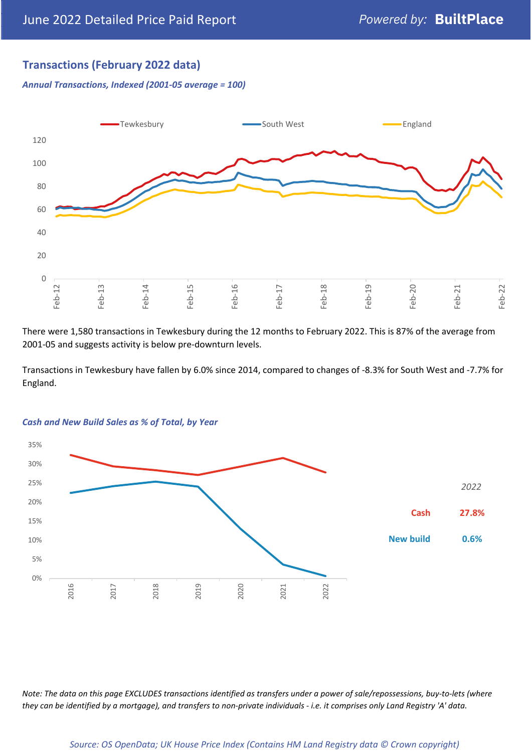June 2022 Detailed Price Paid Report

Powered by: **BuiltPlace**

## Transactions (February 2022 data)

***Annual Transactions, Indexed (2001-05 average = 100)***

Tewkesbury
South West
England

120
100
80
60
40
20
0

Feb-12
Feb-13
Feb-14
Feb-15
Feb-16
Feb-17
Feb-18
Feb-19
Feb-20
Feb-21
Feb-22

There were 1,580 transactions in Tewkesbury during the 12 months to February 2022. This is 87% of the average from 2001-05 and suggests activity is below pre-downturn levels.

Transactions in Tewkesbury have fallen by 6.0% since 2014, compared to changes of -8.3% for South West and -7.7% for England.

***Cash and New Build Sales as % of Total, by Year***

35%
30%
25%
20%
15%
10%
5%
0%

2016
2017
2018
2019
2020
2021
2022

*2022*

Cash 27.8%

New build 0.6%

*Note: The data on this page EXCLUDES transactions identified as transfers under a power of sale/repossessions, buy-to-lets (where they can be identified by a mortgage), and transfers to non-private individuals - i.e. it comprises only Land Registry 'A' data.*

*Source: OS OpenData; UK House Price Index (Contains HM Land Registry data © Crown copyright)*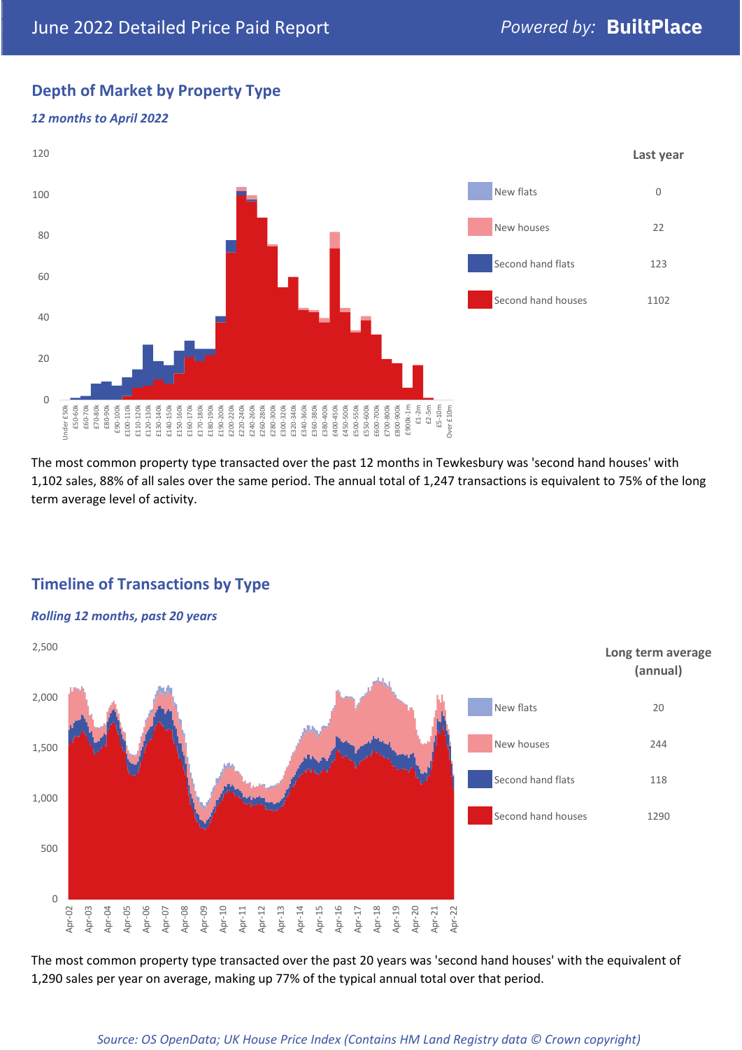June 2022 Detailed Price Paid Report

Powered by: **BuiltPlace**

## Depth of Market by Property Type

***12 months to April 2022***

120
100
80
60
40
20
0

Under £50k, £50-60k, £60-70k, £70-80k, £80-90k, £90-100k, £100-110k, £110-120k, £120-130k, £130-140k, £140-150k, £150-160k, £160-170k, £170-180k, £180-190k, £190-200k, £200-220k, £220-240k, £240-260k, £260-280k, £280-300k, £300-320k, £320-340k, £340-360k, £360-380k, £380-400k, £400-450k, £450-500k, £500-550k, £550-600k, £600-700k, £700-800k, £800-900k, £900k-1m, £1-2m, £2-5m, £5-10m, Over £10m

**Last year**

New flats 0
New houses 22
Second hand flats 123
Second hand houses 1102

The most common property type transacted over the past 12 months in Tewkesbury was 'second hand houses' with 1,102 sales, 88% of all sales over the same period. The annual total of 1,247 transactions is equivalent to 75% of the long term average level of activity.

## Timeline of Transactions by Type

***Rolling 12 months, past 20 years***

2,500
2,000
1,500
1,000
500
0

Apr-02, Apr-03, Apr-04, Apr-05, Apr-06, Apr-07, Apr-08, Apr-09, Apr-10, Apr-11, Apr-12, Apr-13, Apr-14, Apr-15, Apr-16, Apr-17, Apr-18, Apr-19, Apr-20, Apr-21, Apr-22

**Long term average (annual)**

New flats 20
New houses 244
Second hand flats 118
Second hand houses 1290

The most common property type transacted over the past 20 years was 'second hand houses' with the equivalent of 1,290 sales per year on average, making up 77% of the typical annual total over that period.

*Source: OS OpenData; UK House Price Index (Contains HM Land Registry data © Crown copyright)*